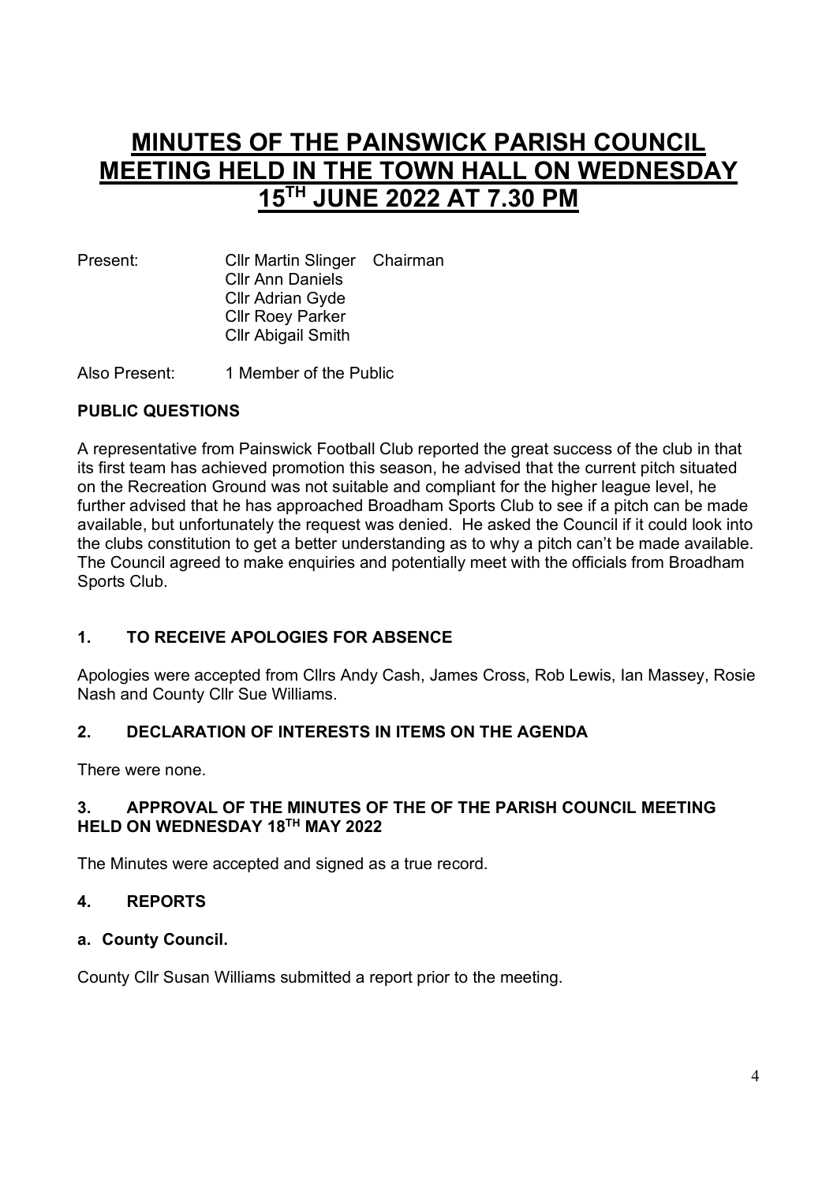# MINUTES OF THE PAINSWICK PARISH COUNCIL MEETING HELD IN THE TOWN HALL ON WEDNESDAY 15TH JUNE 2022 AT 7.30 PM

Present: Cllr Martin Slinger Chairman
Cllr Ann Daniels
Cllr Adrian Gyde
Cllr Roey Parker
Cllr Abigail Smith

Also Present: 1 Member of the Public

**PUBLIC QUESTIONS**

A representative from Painswick Football Club reported the great success of the club in that its first team has achieved promotion this season, he advised that the current pitch situated on the Recreation Ground was not suitable and compliant for the higher league level, he further advised that he has approached Broadham Sports Club to see if a pitch can be made available, but unfortunately the request was denied. He asked the Council if it could look into the clubs constitution to get a better understanding as to why a pitch can't be made available. The Council agreed to make enquiries and potentially meet with the officials from Broadham Sports Club.

### 1. TO RECEIVE APOLOGIES FOR ABSENCE

Apologies were accepted from Cllrs Andy Cash, James Cross, Rob Lewis, Ian Massey, Rosie Nash and County Cllr Sue Williams.

### 2. DECLARATION OF INTERESTS IN ITEMS ON THE AGENDA

There were none.

### 3. APPROVAL OF THE MINUTES OF THE OF THE PARISH COUNCIL MEETING HELD ON WEDNESDAY 18TH MAY 2022

The Minutes were accepted and signed as a true record.

### 4. REPORTS

**a. County Council.**

County Cllr Susan Williams submitted a report prior to the meeting.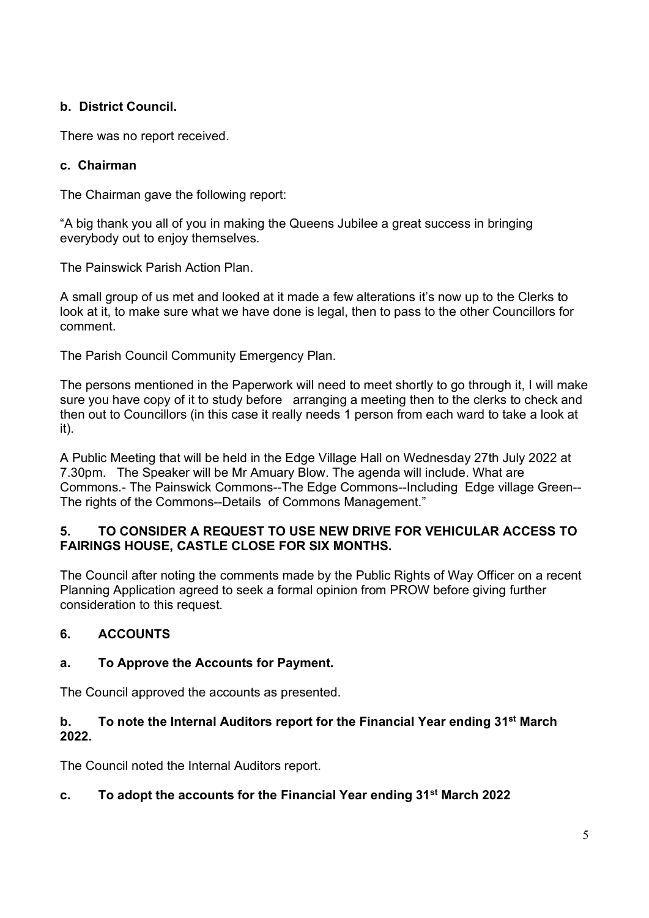**b. District Council.**

There was no report received.

**c. Chairman**

The Chairman gave the following report:

"A big thank you all of you in making the Queens Jubilee a great success in bringing everybody out to enjoy themselves.

The Painswick Parish Action Plan.

A small group of us met and looked at it made a few alterations it's now up to the Clerks to look at it, to make sure what we have done is legal, then to pass to the other Councillors for comment.

The Parish Council Community Emergency Plan.

The persons mentioned in the Paperwork will need to meet shortly to go through it, I will make sure you have copy of it to study before arranging a meeting then to the clerks to check and then out to Councillors (in this case it really needs 1 person from each ward to take a look at it).

A Public Meeting that will be held in the Edge Village Hall on Wednesday 27th July 2022 at 7.30pm. The Speaker will be Mr Amuary Blow. The agenda will include. What are Commons.- The Painswick Commons--The Edge Commons--Including Edge village Green-- The rights of the Commons--Details of Commons Management."

**5. TO CONSIDER A REQUEST TO USE NEW DRIVE FOR VEHICULAR ACCESS TO FAIRINGS HOUSE, CASTLE CLOSE FOR SIX MONTHS.**

The Council after noting the comments made by the Public Rights of Way Officer on a recent Planning Application agreed to seek a formal opinion from PROW before giving further consideration to this request.

**6. ACCOUNTS**

**a. To Approve the Accounts for Payment.**

The Council approved the accounts as presented.

**b. To note the Internal Auditors report for the Financial Year ending 31st March 2022.**

The Council noted the Internal Auditors report.

**c. To adopt the accounts for the Financial Year ending 31st March 2022**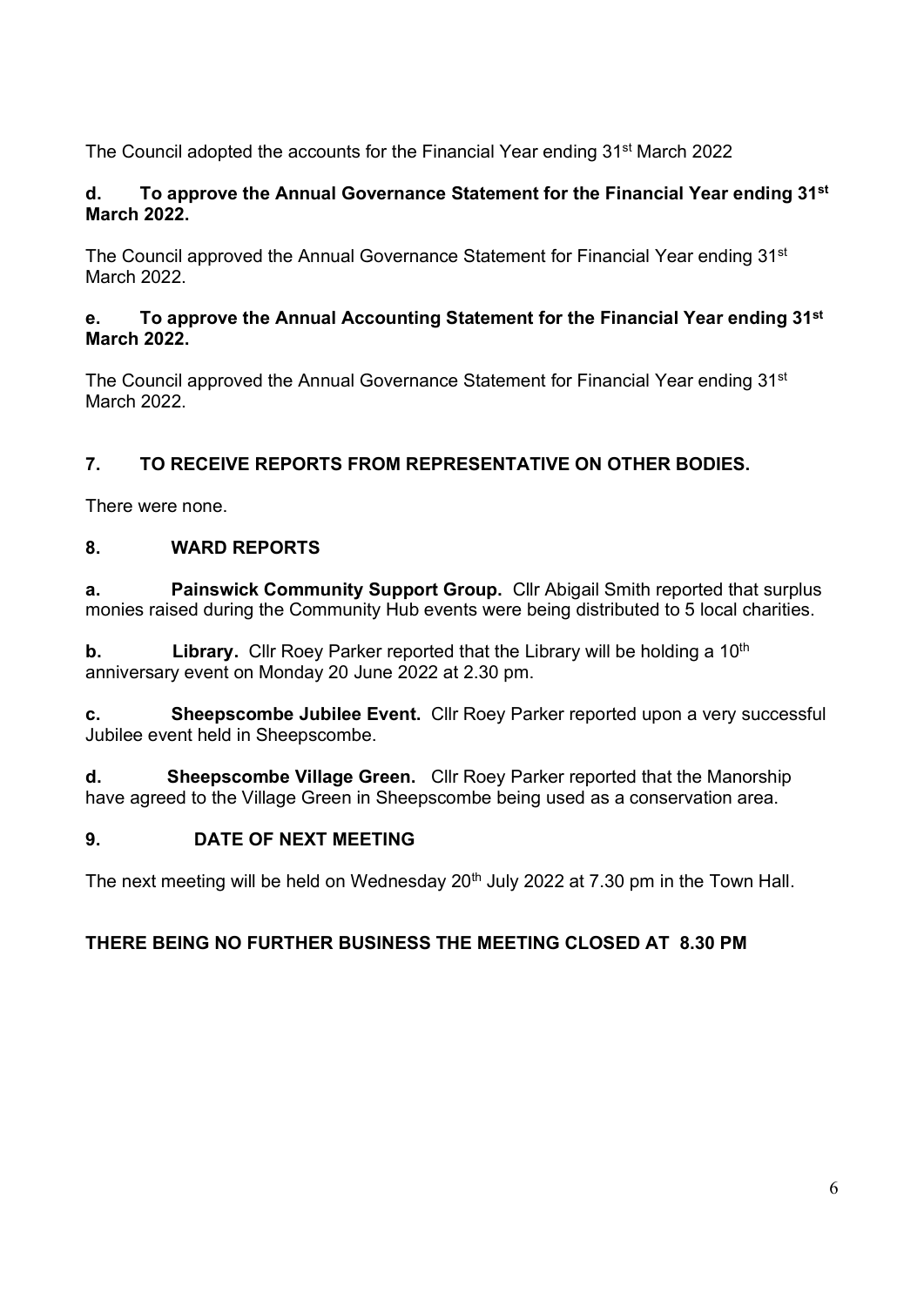The Council adopted the accounts for the Financial Year ending 31st March 2022

**d. To approve the Annual Governance Statement for the Financial Year ending 31st March 2022.**

The Council approved the Annual Governance Statement for Financial Year ending 31st March 2022.

**e. To approve the Annual Accounting Statement for the Financial Year ending 31st March 2022.**

The Council approved the Annual Governance Statement for Financial Year ending 31st March 2022.

## 7. TO RECEIVE REPORTS FROM REPRESENTATIVE ON OTHER BODIES.

There were none.

## 8. WARD REPORTS

**a. Painswick Community Support Group.** Cllr Abigail Smith reported that surplus monies raised during the Community Hub events were being distributed to 5 local charities.

**b. Library.** Cllr Roey Parker reported that the Library will be holding a 10th anniversary event on Monday 20 June 2022 at 2.30 pm.

**c. Sheepscombe Jubilee Event.** Cllr Roey Parker reported upon a very successful Jubilee event held in Sheepscombe.

**d. Sheepscombe Village Green.** Cllr Roey Parker reported that the Manorship have agreed to the Village Green in Sheepscombe being used as a conservation area.

## 9. DATE OF NEXT MEETING

The next meeting will be held on Wednesday 20th July 2022 at 7.30 pm in the Town Hall.

**THERE BEING NO FURTHER BUSINESS THE MEETING CLOSED AT 8.30 PM**